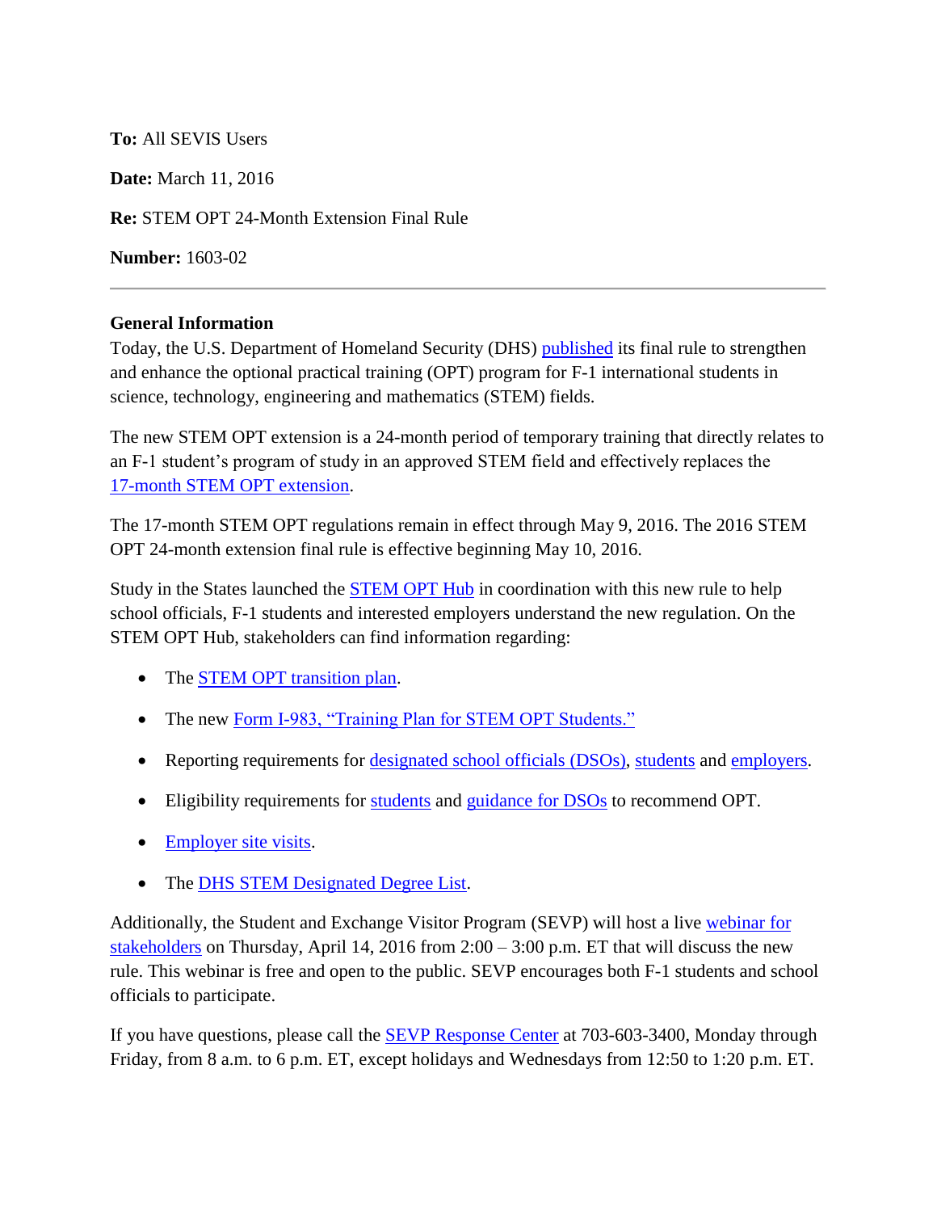**To:** All SEVIS Users

**Date:** March 11, 2016

**Re:** STEM OPT 24-Month Extension Final Rule

**Number:** 1603-02

---

**General Information**

Today, the U.S. Department of Homeland Security (DHS) published its final rule to strengthen and enhance the optional practical training (OPT) program for F-1 international students in science, technology, engineering and mathematics (STEM) fields.

The new STEM OPT extension is a 24-month period of temporary training that directly relates to an F-1 student's program of study in an approved STEM field and effectively replaces the 17-month STEM OPT extension.

The 17-month STEM OPT regulations remain in effect through May 9, 2016. The 2016 STEM OPT 24-month extension final rule is effective beginning May 10, 2016.

Study in the States launched the STEM OPT Hub in coordination with this new rule to help school officials, F-1 students and interested employers understand the new regulation. On the STEM OPT Hub, stakeholders can find information regarding:

- The STEM OPT transition plan.
- The new Form I-983, "Training Plan for STEM OPT Students."
- Reporting requirements for designated school officials (DSOs), students and employers.
- Eligibility requirements for students and guidance for DSOs to recommend OPT.
- Employer site visits.
- The DHS STEM Designated Degree List.

Additionally, the Student and Exchange Visitor Program (SEVP) will host a live webinar for stakeholders on Thursday, April 14, 2016 from 2:00 – 3:00 p.m. ET that will discuss the new rule. This webinar is free and open to the public. SEVP encourages both F-1 students and school officials to participate.

If you have questions, please call the SEVP Response Center at 703-603-3400, Monday through Friday, from 8 a.m. to 6 p.m. ET, except holidays and Wednesdays from 12:50 to 1:20 p.m. ET.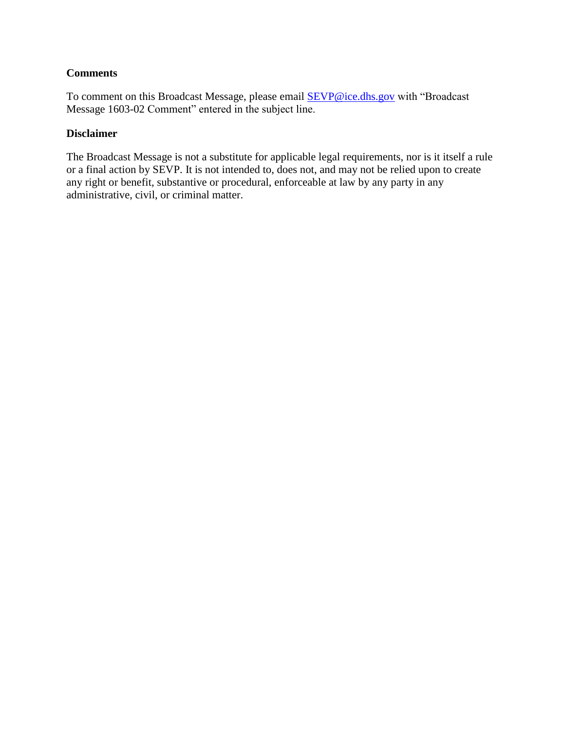**Comments**

To comment on this Broadcast Message, please email [SEVP@ice.dhs.gov](mailto:SEVP@ice.dhs.gov) with "Broadcast Message 1603-02 Comment" entered in the subject line.

**Disclaimer**

The Broadcast Message is not a substitute for applicable legal requirements, nor is it itself a rule or a final action by SEVP. It is not intended to, does not, and may not be relied upon to create any right or benefit, substantive or procedural, enforceable at law by any party in any administrative, civil, or criminal matter.